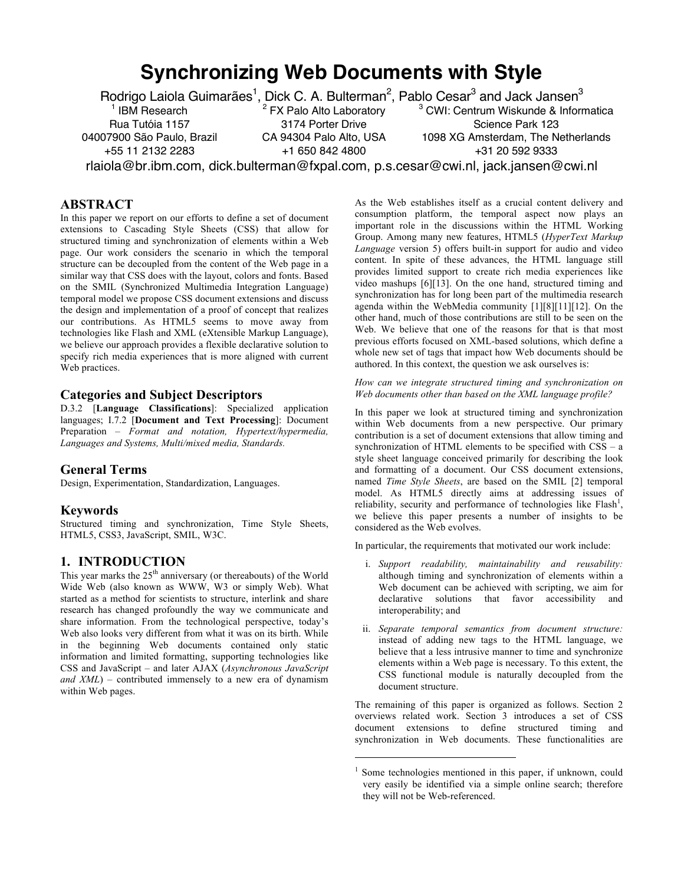# Synchronizing Web Documents with Style

Rodrigo Laiola Guimarães[1], Dick C. A. Bulterman[2], Pablo Cesar[3] and Jack Jansen[3]

[1] IBM Research
Rua Tutóia 1157
04007900 São Paulo, Brazil
+55 11 2132 2283

[2] FX Palo Alto Laboratory
3174 Porter Drive
CA 94304 Palo Alto, USA
+1 650 842 4800

[3] CWI: Centrum Wiskunde & Informatica
Science Park 123
1098 XG Amsterdam, The Netherlands
+31 20 592 9333

rlaiola@br.ibm.com, dick.bulterman@fxpal.com, p.s.cesar@cwi.nl, jack.jansen@cwi.nl

## ABSTRACT

In this paper we report on our efforts to define a set of document extensions to Cascading Style Sheets (CSS) that allow for structured timing and synchronization of elements within a Web page. Our work considers the scenario in which the temporal structure can be decoupled from the content of the Web page in a similar way that CSS does with the layout, colors and fonts. Based on the SMIL (Synchronized Multimedia Integration Language) temporal model we propose CSS document extensions and discuss the design and implementation of a proof of concept that realizes our contributions. As HTML5 seems to move away from technologies like Flash and XML (eXtensible Markup Language), we believe our approach provides a flexible declarative solution to specify rich media experiences that is more aligned with current Web practices.

### Categories and Subject Descriptors

D.3.2 [**Language Classifications**]: Specialized application languages; I.7.2 [**Document and Text Processing**]: Document Preparation – *Format and notation, Hypertext/hypermedia, Languages and Systems, Multi/mixed media, Standards.*

### General Terms

Design, Experimentation, Standardization, Languages.

### Keywords

Structured timing and synchronization, Time Style Sheets, HTML5, CSS3, JavaScript, SMIL, W3C.

## 1. INTRODUCTION

This year marks the 25th anniversary (or thereabouts) of the World Wide Web (also known as WWW, W3 or simply Web). What started as a method for scientists to structure, interlink and share research has changed profoundly the way we communicate and share information. From the technological perspective, today's Web also looks very different from what it was on its birth. While in the beginning Web documents contained only static information and limited formatting, supporting technologies like CSS and JavaScript – and later AJAX (*Asynchronous JavaScript and XML*) – contributed immensely to a new era of dynamism within Web pages.

As the Web establishes itself as a crucial content delivery and consumption platform, the temporal aspect now plays an important role in the discussions within the HTML Working Group. Among many new features, HTML5 (*HyperText Markup Language* version 5) offers built-in support for audio and video content. In spite of these advances, the HTML language still provides limited support to create rich media experiences like video mashups [6][13]. On the one hand, structured timing and synchronization has for long been part of the multimedia research agenda within the WebMedia community [1][8][11][12]. On the other hand, much of those contributions are still to be seen on the Web. We believe that one of the reasons for that is that most previous efforts focused on XML-based solutions, which define a whole new set of tags that impact how Web documents should be authored. In this context, the question we ask ourselves is:

*How can we integrate structured timing and synchronization on Web documents other than based on the XML language profile?*

In this paper we look at structured timing and synchronization within Web documents from a new perspective. Our primary contribution is a set of document extensions that allow timing and synchronization of HTML elements to be specified with CSS – a style sheet language conceived primarily for describing the look and formatting of a document. Our CSS document extensions, named *Time Style Sheets*, are based on the SMIL [2] temporal model. As HTML5 directly aims at addressing issues of reliability, security and performance of technologies like Flash[1], we believe this paper presents a number of insights to be considered as the Web evolves.

In particular, the requirements that motivated our work include:

i. *Support readability, maintainability and reusability:* although timing and synchronization of elements within a Web document can be achieved with scripting, we aim for declarative solutions that favor accessibility and interoperability; and

ii. *Separate temporal semantics from document structure:* instead of adding new tags to the HTML language, we believe that a less intrusive manner to time and synchronize elements within a Web page is necessary. To this extent, the CSS functional module is naturally decoupled from the document structure.

The remaining of this paper is organized as follows. Section 2 overviews related work. Section 3 introduces a set of CSS document extensions to define structured timing and synchronization in Web documents. These functionalities are

[1] Some technologies mentioned in this paper, if unknown, could very easily be identified via a simple online search; therefore they will not be Web-referenced.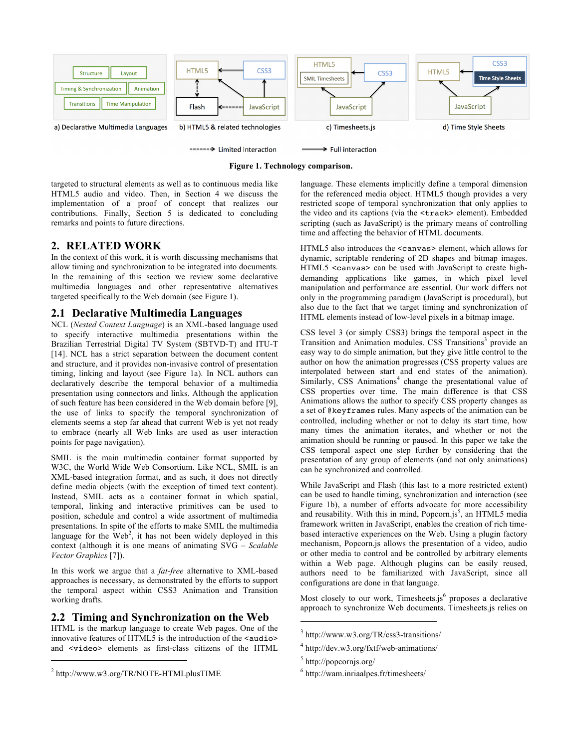**Figure 1. Technology comparison.**

targeted to structural elements as well as to continuous media like HTML5 audio and video. Then, in Section 4 we discuss the implementation of a proof of concept that realizes our contributions. Finally, Section 5 is dedicated to concluding remarks and points to future directions.

## 2. RELATED WORK

In the context of this work, it is worth discussing mechanisms that allow timing and synchronization to be integrated into documents. In the remaining of this section we review some declarative multimedia languages and other representative alternatives targeted specifically to the Web domain (see Figure 1).

### 2.1 Declarative Multimedia Languages

NCL (*Nested Context Language*) is an XML-based language used to specify interactive multimedia presentations within the Brazilian Terrestrial Digital TV System (SBTVD-T) and ITU-T [14]. NCL has a strict separation between the document content and structure, and it provides non-invasive control of presentation timing, linking and layout (see Figure 1a). In NCL authors can declaratively describe the temporal behavior of a multimedia presentation using connectors and links. Although the application of such feature has been considered in the Web domain before [9], the use of links to specify the temporal synchronization of elements seems a step far ahead that current Web is yet not ready to embrace (nearly all Web links are used as user interaction points for page navigation).

SMIL is the main multimedia container format supported by W3C, the World Wide Web Consortium. Like NCL, SMIL is an XML-based integration format, and as such, it does not directly define media objects (with the exception of timed text content). Instead, SMIL acts as a container format in which spatial, temporal, linking and interactive primitives can be used to position, schedule and control a wide assortment of multimedia presentations. In spite of the efforts to make SMIL the multimedia language for the Web[2], it has not been widely deployed in this context (although it is one means of animating SVG – *Scalable Vector Graphics* [7]).

In this work we argue that a *fat-free* alternative to XML-based approaches is necessary, as demonstrated by the efforts to support the temporal aspect within CSS3 Animation and Transition working drafts.

### 2.2 Timing and Synchronization on the Web

HTML is the markup language to create Web pages. One of the innovative features of HTML5 is the introduction of the `<audio>` and `<video>` elements as first-class citizens of the HTML language. These elements implicitly define a temporal dimension for the referenced media object. HTML5 though provides a very restricted scope of temporal synchronization that only applies to the video and its captions (via the `<track>` element). Embedded scripting (such as JavaScript) is the primary means of controlling time and affecting the behavior of HTML documents.

HTML5 also introduces the `<canvas>` element, which allows for dynamic, scriptable rendering of 2D shapes and bitmap images. HTML5 `<canvas>` can be used with JavaScript to create high-demanding applications like games, in which pixel level manipulation and performance are essential. Our work differs not only in the programming paradigm (JavaScript is procedural), but also due to the fact that we target timing and synchronization of HTML elements instead of low-level pixels in a bitmap image.

CSS level 3 (or simply CSS3) brings the temporal aspect in the Transition and Animation modules. CSS Transitions[3] provide an easy way to do simple animation, but they give little control to the author on how the animation progresses (CSS property values are interpolated between start and end states of the animation). Similarly, CSS Animations[4] change the presentational value of CSS properties over time. The main difference is that CSS Animations allows the author to specify CSS property changes as a set of `@keyframes` rules. Many aspects of the animation can be controlled, including whether or not to delay its start time, how many times the animation iterates, and whether or not the animation should be running or paused. In this paper we take the CSS temporal aspect one step further by considering that the presentation of any group of elements (and not only animations) can be synchronized and controlled.

While JavaScript and Flash (this last to a more restricted extent) can be used to handle timing, synchronization and interaction (see Figure 1b), a number of efforts advocate for more accessibility and reusability. With this in mind, Popcorn.js[5], an HTML5 media framework written in JavaScript, enables the creation of rich time-based interactive experiences on the Web. Using a plugin factory mechanism, Popcorn.js allows the presentation of a video, audio or other media to control and be controlled by arbitrary elements within a Web page. Although plugins can be easily reused, authors need to be familiarized with JavaScript, since all configurations are done in that language.

Most closely to our work, Timesheets.js[6] proposes a declarative approach to synchronize Web documents. Timesheets.js relies on

---

[2] http://www.w3.org/TR/NOTE-HTMLplusTIME

[3] http://www.w3.org/TR/css3-transitions/

[4] http://dev.w3.org/fxtf/web-animations/

[5] http://popcornjs.org/

[6] http://wam.inrialpes.fr/timesheets/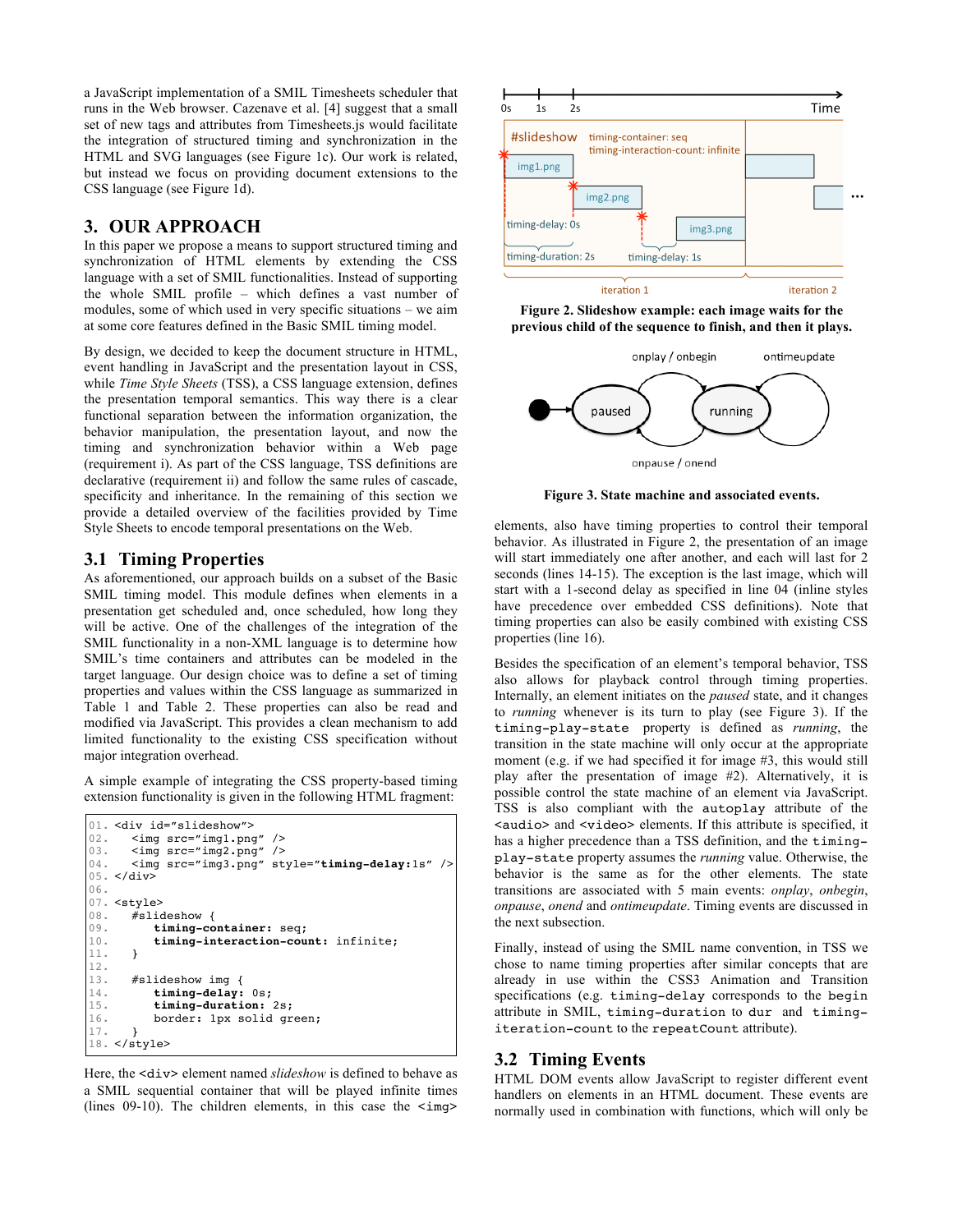a JavaScript implementation of a SMIL Timesheets scheduler that runs in the Web browser. Cazenave et al. [4] suggest that a small set of new tags and attributes from Timesheets.js would facilitate the integration of structured timing and synchronization in the HTML and SVG languages (see Figure 1c). Our work is related, but instead we focus on providing document extensions to the CSS language (see Figure 1d).

## 3. OUR APPROACH

In this paper we propose a means to support structured timing and synchronization of HTML elements by extending the CSS language with a set of SMIL functionalities. Instead of supporting the whole SMIL profile – which defines a vast number of modules, some of which used in very specific situations – we aim at some core features defined in the Basic SMIL timing model.

By design, we decided to keep the document structure in HTML, event handling in JavaScript and the presentation layout in CSS, while *Time Style Sheets* (TSS), a CSS language extension, defines the presentation temporal semantics. This way there is a clear functional separation between the information organization, the behavior manipulation, the presentation layout, and now the timing and synchronization behavior within a Web page (requirement i). As part of the CSS language, TSS definitions are declarative (requirement ii) and follow the same rules of cascade, specificity and inheritance. In the remaining of this section we provide a detailed overview of the facilities provided by Time Style Sheets to encode temporal presentations on the Web.

### 3.1 Timing Properties

As aforementioned, our approach builds on a subset of the Basic SMIL timing model. This module defines when elements in a presentation get scheduled and, once scheduled, how long they will be active. One of the challenges of the integration of the SMIL functionality in a non-XML language is to determine how SMIL's time containers and attributes can be modeled in the target language. Our design choice was to define a set of timing properties and values within the CSS language as summarized in Table 1 and Table 2. These properties can also be read and modified via JavaScript. This provides a clean mechanism to add limited functionality to the existing CSS specification without major integration overhead.

A simple example of integrating the CSS property-based timing extension functionality is given in the following HTML fragment:

```
01. <div id="slideshow">
02.    <img src="img1.png" />
03.    <img src="img2.png" />
04.    <img src="img3.png" style="timing-delay:1s" />
05. </div>
06.
07. <style>
08.    #slideshow {
09.        timing-container: seq;
10.        timing-interaction-count: infinite;
11.    }
12.
13.    #slideshow img {
14.        timing-delay: 0s;
15.        timing-duration: 2s;
16.        border: 1px solid green;
17.    }
18. </style>
```

Here, the `<div>` element named *slideshow* is defined to behave as a SMIL sequential container that will be played infinite times (lines 09-10). The children elements, in this case the `<img>` elements, also have timing properties to control their temporal behavior. As illustrated in Figure 2, the presentation of an image will start immediately one after another, and each will last for 2 seconds (lines 14-15). The exception is the last image, which will start with a 1-second delay as specified in line 04 (inline styles have precedence over embedded CSS definitions). Note that timing properties can also be easily combined with existing CSS properties (line 16).

**Figure 2. Slideshow example: each image waits for the previous child of the sequence to finish, and then it plays.**

**Figure 3. State machine and associated events.**

Besides the specification of an element's temporal behavior, TSS also allows for playback control through timing properties. Internally, an element initiates on the *paused* state, and it changes to *running* whenever is its turn to play (see Figure 3). If the `timing-play-state` property is defined as *running*, the transition in the state machine will only occur at the appropriate moment (e.g. if we had specified it for image #3, this would still play after the presentation of image #2). Alternatively, it is possible control the state machine of an element via JavaScript. TSS is also compliant with the `autoplay` attribute of the `<audio>` and `<video>` elements. If this attribute is specified, it has a higher precedence than a TSS definition, and the `timing-play-state` property assumes the *running* value. Otherwise, the behavior is the same as for the other elements. The state transitions are associated with 5 main events: *onplay*, *onbegin*, *onpause*, *onend* and *ontimeupdate*. Timing events are discussed in the next subsection.

Finally, instead of using the SMIL name convention, in TSS we chose to name timing properties after similar concepts that are already in use within the CSS3 Animation and Transition specifications (e.g. `timing-delay` corresponds to the `begin` attribute in SMIL, `timing-duration` to `dur` and `timing-iteration-count` to the `repeatCount` attribute).

### 3.2 Timing Events

HTML DOM events allow JavaScript to register different event handlers on elements in an HTML document. These events are normally used in combination with functions, which will only be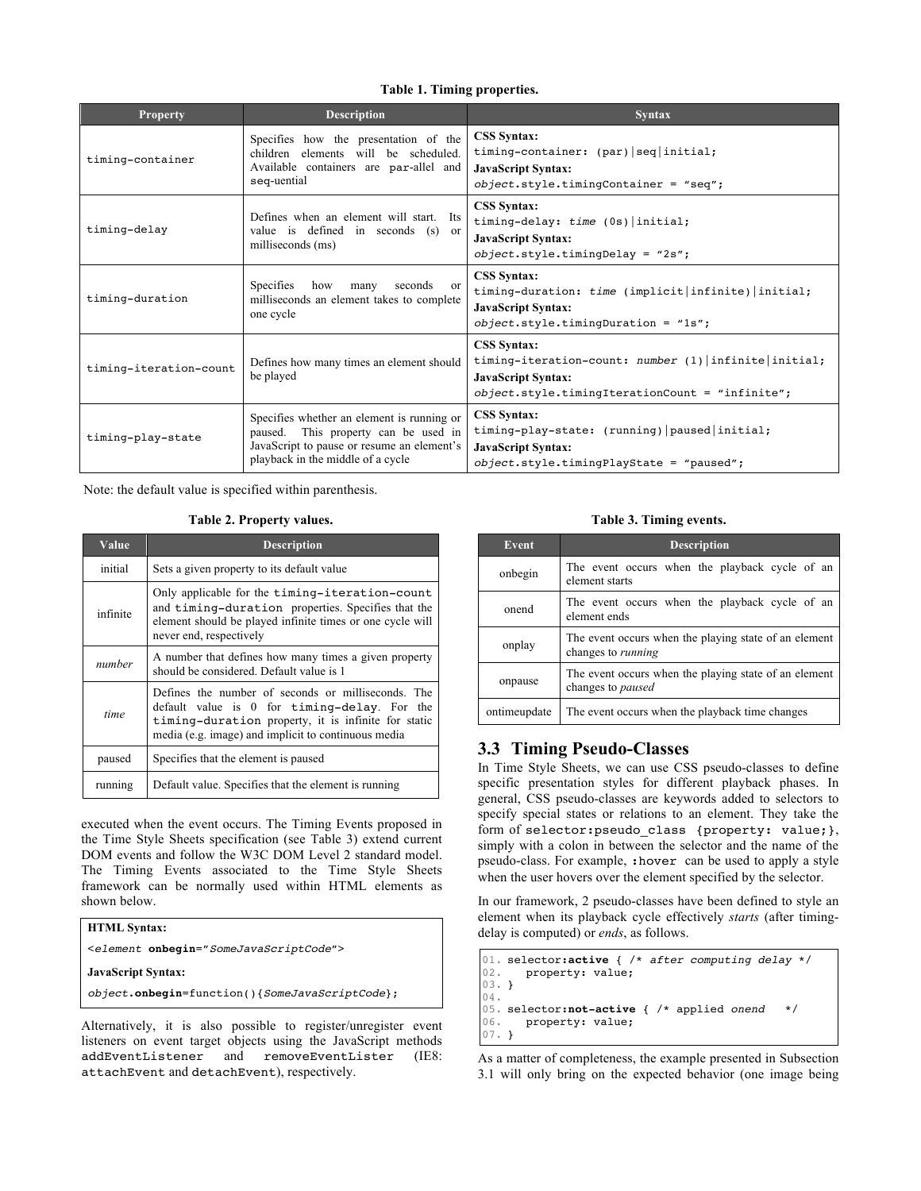**Table 1. Timing properties.**

| Property | Description | Syntax |
|---|---|---|
| `timing-container` | Specifies how the presentation of the children elements will be scheduled. Available containers are par-allel and seq-uential | **CSS Syntax:** `timing-container: (par)|seq|initial;` **JavaScript Syntax:** `object.style.timingContainer = "seq";` |
| `timing-delay` | Defines when an element will start. Its value is defined in seconds (s) or milliseconds (ms) | **CSS Syntax:** `timing-delay: time (0s)|initial;` **JavaScript Syntax:** `object.style.timingDelay = "2s";` |
| `timing-duration` | Specifies how many seconds or milliseconds an element takes to complete one cycle | **CSS Syntax:** `timing-duration: time (implicit|infinite)|initial;` **JavaScript Syntax:** `object.style.timingDuration = "1s";` |
| `timing-iteration-count` | Defines how many times an element should be played | **CSS Syntax:** `timing-iteration-count: number (1)|infinite|initial;` **JavaScript Syntax:** `object.style.timingIterationCount = "infinite";` |
| `timing-play-state` | Specifies whether an element is running or paused. This property can be used in JavaScript to pause or resume an element's playback in the middle of a cycle | **CSS Syntax:** `timing-play-state: (running)|paused|initial;` **JavaScript Syntax:** `object.style.timingPlayState = "paused";` |

Note: the default value is specified within parenthesis.

**Table 2. Property values.**

| Value | Description |
|---|---|
| initial | Sets a given property to its default value |
| infinite | Only applicable for the `timing-iteration-count` and `timing-duration` properties. Specifies that the element should be played infinite times or one cycle will never end, respectively |
| *number* | A number that defines how many times a given property should be considered. Default value is 1 |
| *time* | Defines the number of seconds or milliseconds. The default value is 0 for `timing-delay`. For the `timing-duration` property, it is infinite for static media (e.g. image) and implicit to continuous media |
| paused | Specifies that the element is paused |
| running | Default value. Specifies that the element is running |

executed when the event occurs. The Timing Events proposed in the Time Style Sheets specification (see Table 3) extend current DOM events and follow the W3C DOM Level 2 standard model. The Timing Events associated to the Time Style Sheets framework can be normally used within HTML elements as shown below.

**HTML Syntax:**

```
<element onbegin="SomeJavaScriptCode">
```

**JavaScript Syntax:**

```
object.onbegin=function(){SomeJavaScriptCode};
```

Alternatively, it is also possible to register/unregister event listeners on event target objects using the JavaScript methods `addEventListener` and `removeEventLister` (IE8: `attachEvent` and `detachEvent`), respectively.

**Table 3. Timing events.**

| Event | Description |
|---|---|
| onbegin | The event occurs when the playback cycle of an element starts |
| onend | The event occurs when the playback cycle of an element ends |
| onplay | The event occurs when the playing state of an element changes to *running* |
| onpause | The event occurs when the playing state of an element changes to *paused* |
| ontimeupdate | The event occurs when the playback time changes |

## 3.3 Timing Pseudo-Classes

In Time Style Sheets, we can use CSS pseudo-classes to define specific presentation styles for different playback phases. In general, CSS pseudo-classes are keywords added to selectors to specify special states or relations to an element. They take the form of `selector:pseudo_class {property: value;}`, simply with a colon in between the selector and the name of the pseudo-class. For example, `:hover` can be used to apply a style when the user hovers over the element specified by the selector.

In our framework, 2 pseudo-classes have been defined to style an element when its playback cycle effectively *starts* (after timing-delay is computed) or *ends*, as follows.

```
01. selector:active { /* after computing delay */
02.     property: value;
03. }
04.
05. selector:not-active { /* applied onend   */
06.     property: value;
07. }
```

As a matter of completeness, the example presented in Subsection 3.1 will only bring on the expected behavior (one image being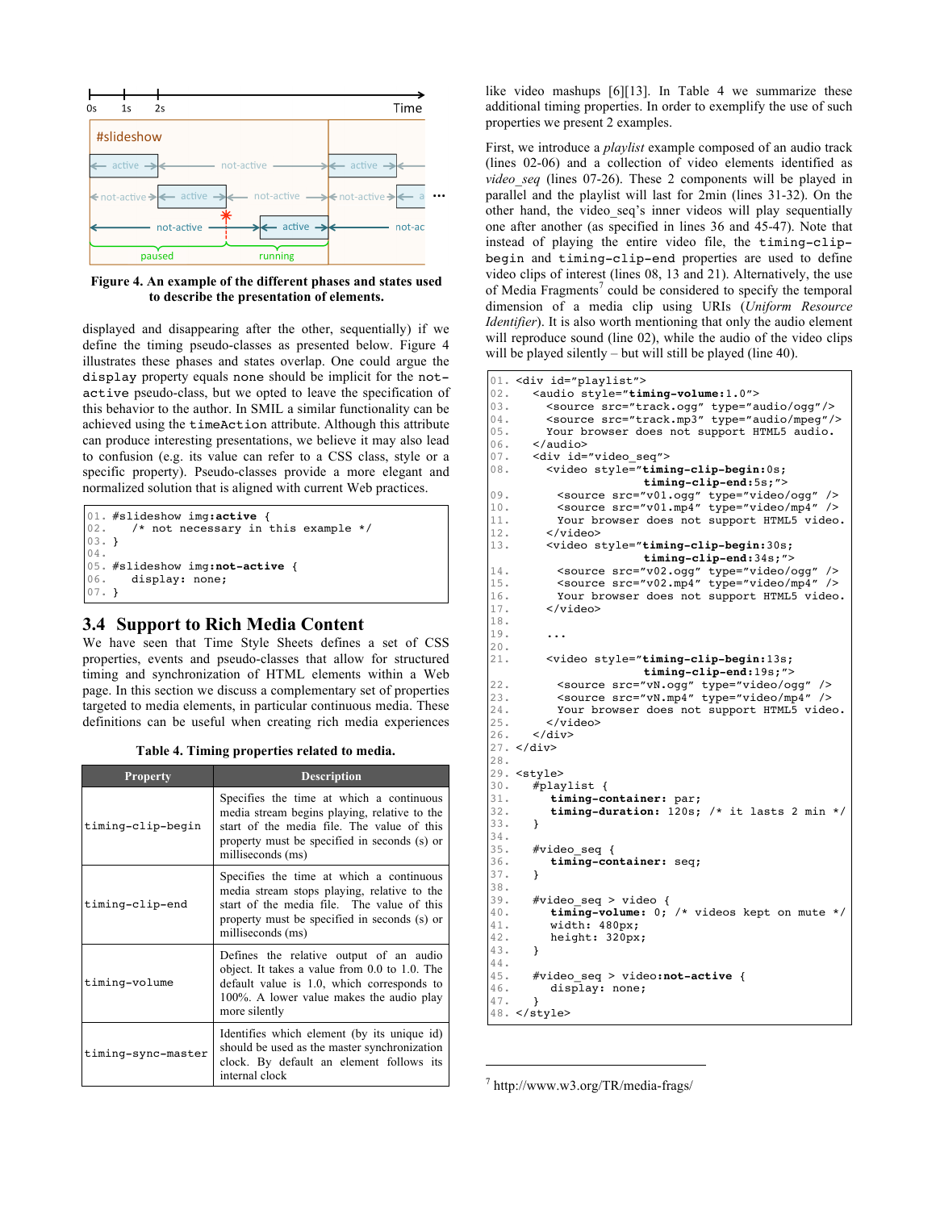Figure 4. An example of the different phases and states used to describe the presentation of elements.

displayed and disappearing after the other, sequentially) if we define the timing pseudo-classes as presented below. Figure 4 illustrates these phases and states overlap. One could argue the `display` property equals `none` should be implicit for the `not-active` pseudo-class, but we opted to leave the specification of this behavior to the author. In SMIL a similar functionality can be achieved using the `timeAction` attribute. Although this attribute can produce interesting presentations, we believe it may also lead to confusion (e.g. its value can refer to a CSS class, style or a specific property). Pseudo-classes provide a more elegant and normalized solution that is aligned with current Web practices.

```
01. #slideshow img:active {
02.    /* not necessary in this example */
03. }
04.
05. #slideshow img:not-active {
06.    display: none;
07. }
```

## 3.4 Support to Rich Media Content

We have seen that Time Style Sheets defines a set of CSS properties, events and pseudo-classes that allow for structured timing and synchronization of HTML elements within a Web page. In this section we discuss a complementary set of properties targeted to media elements, in particular continuous media. These definitions can be useful when creating rich media experiences like video mashups [6][13]. In Table 4 we summarize these additional timing properties. In order to exemplify the use of such properties we present 2 examples.

**Table 4. Timing properties related to media.**

| Property | Description |
|---|---|
| timing-clip-begin | Specifies the time at which a continuous media stream begins playing, relative to the start of the media file. The value of this property must be specified in seconds (s) or milliseconds (ms) |
| timing-clip-end | Specifies the time at which a continuous media stream stops playing, relative to the start of the media file. The value of this property must be specified in seconds (s) or milliseconds (ms) |
| timing-volume | Defines the relative output of an audio object. It takes a value from 0.0 to 1.0. The default value is 1.0, which corresponds to 100%. A lower value makes the audio play more silently |
| timing-sync-master | Identifies which element (by its unique id) should be used as the master synchronization clock. By default an element follows its internal clock |

First, we introduce a *playlist* example composed of an audio track (lines 02-06) and a collection of video elements identified as *video_seq* (lines 07-26). These 2 components will be played in parallel and the playlist will last for 2min (lines 31-32). On the other hand, the video_seq's inner videos will play sequentially one after another (as specified in lines 36 and 45-47). Note that instead of playing the entire video file, the `timing-clip-begin` and `timing-clip-end` properties are used to define video clips of interest (lines 08, 13 and 21). Alternatively, the use of Media Fragments[7] could be considered to specify the temporal dimension of a media clip using URIs (*Uniform Resource Identifier*). It is also worth mentioning that only the audio element will reproduce sound (line 02), while the audio of the video clips will be played silently – but will still be played (line 40).

```
01. <div id="playlist">
02.   <audio style="timing-volume:1.0">
03.     <source src="track.ogg" type="audio/ogg"/>
04.     <source src="track.mp3" type="audio/mpeg"/>
05.     Your browser does not support HTML5 audio.
06.   </audio>
07.   <div id="video_seq">
08.     <video style="timing-clip-begin:0s;
                     timing-clip-end:5s;">
09.       <source src="v01.ogg" type="video/ogg" />
10.       <source src="v01.mp4" type="video/mp4" />
11.       Your browser does not support HTML5 video.
12.     </video>
13.     <video style="timing-clip-begin:30s;
                     timing-clip-end:34s;">
14.       <source src="v02.ogg" type="video/ogg" />
15.       <source src="v02.mp4" type="video/mp4" />
16.       Your browser does not support HTML5 video.
17.     </video>
18.
19.       ...
20.
21.     <video style="timing-clip-begin:13s;
                     timing-clip-end:19s;">
22.       <source src="vN.ogg" type="video/ogg" />
23.       <source src="vN.mp4" type="video/mp4" />
24.       Your browser does not support HTML5 video.
25.     </video>
26.   </div>
27. </div>
28.
29. <style>
30.   #playlist {
31.     timing-container: par;
32.     timing-duration: 120s; /* it lasts 2 min */
33.   }
34.
35.   #video_seq {
36.     timing-container: seq;
37.   }
38.
39.   #video_seq > video {
40.     timing-volume: 0; /* videos kept on mute */
41.     width: 480px;
42.     height: 320px;
43.   }
44.
45.   #video_seq > video:not-active {
46.     display: none;
47.   }
48. </style>
```

[7] http://www.w3.org/TR/media-frags/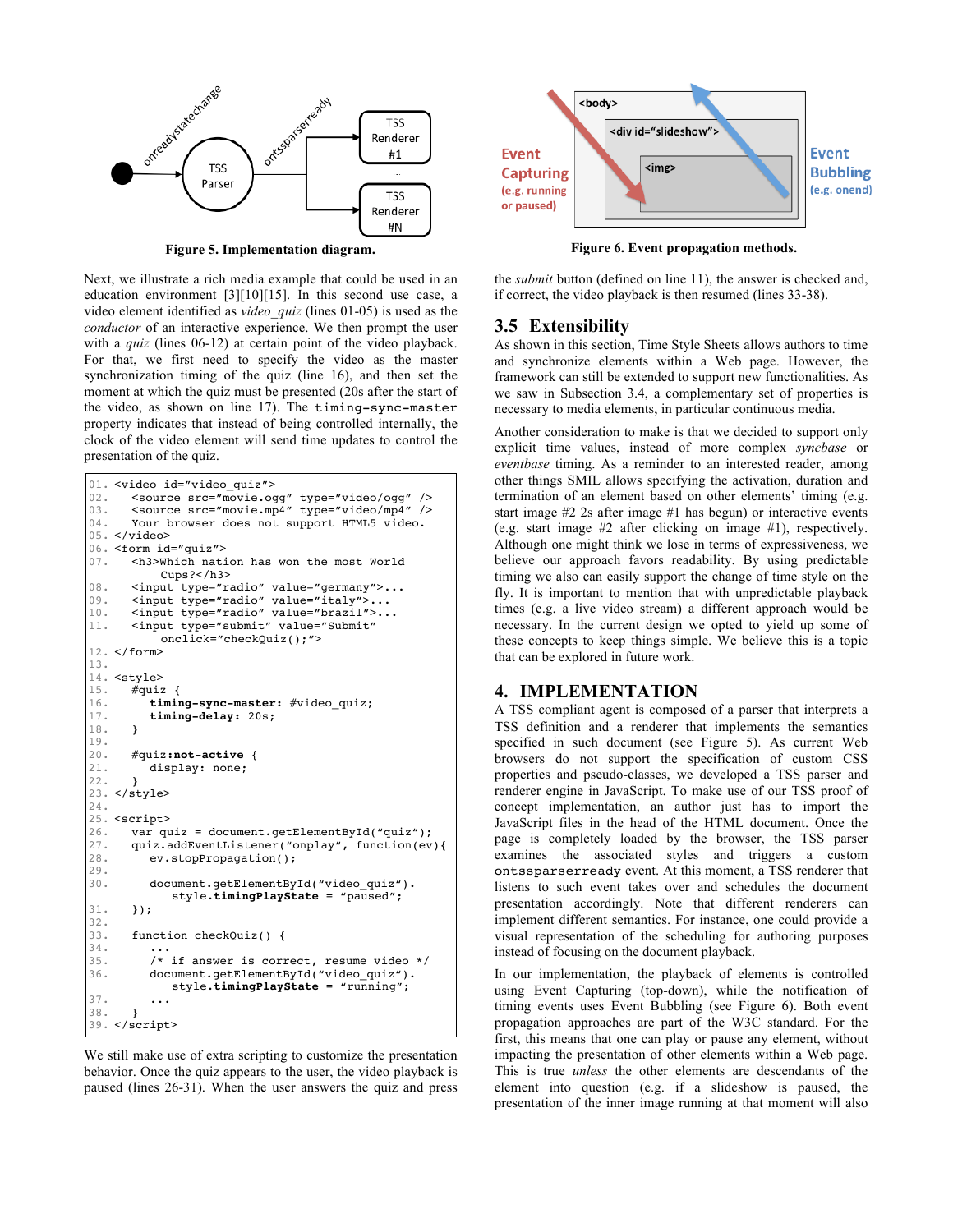Figure 5. Implementation diagram.

Figure 6. Event propagation methods.

Next, we illustrate a rich media example that could be used in an education environment [3][10][15]. In this second use case, a video element identified as *video_quiz* (lines 01-05) is used as the *conductor* of an interactive experience. We then prompt the user with a *quiz* (lines 06-12) at certain point of the video playback. For that, we first need to specify the video as the master synchronization timing of the quiz (line 16), and then set the moment at which the quiz must be presented (20s after the start of the video, as shown on line 17). The `timing-sync-master` property indicates that instead of being controlled internally, the clock of the video element will send time updates to control the presentation of the quiz.

```
01. <video id="video_quiz">
02.    <source src="movie.ogg" type="video/ogg" />
03.    <source src="movie.mp4" type="video/mp4" />
04.    Your browser does not support HTML5 video.
05. </video>
06. <form id="quiz">
07.    <h3>Which nation has won the most World
         Cups?</h3>
08.    <input type="radio" value="germany">...
09.    <input type="radio" value="italy">...
10.    <input type="radio" value="brazil">...
11.    <input type="submit" value="Submit"
         onclick="checkQuiz();">
12. </form>
13.
14. <style>
15.    #quiz {
16.       timing-sync-master: #video_quiz;
17.       timing-delay: 20s;
18.    }
19.
20.    #quiz:not-active {
21.       display: none;
22.    }
23. </style>
24.
25. <script>
26.    var quiz = document.getElementById("quiz");
27.    quiz.addEventListener("onplay", function(ev){
28.       ev.stopPropagation();
29.
30.       document.getElementById("video_quiz").
            style.timingPlayState = "paused";
31.    });
32.
33.    function checkQuiz() {
34.       ...
35.       /* if answer is correct, resume video */
36.       document.getElementById("video_quiz").
            style.timingPlayState = "running";
37.       ...
38.    }
39. </script>
```

We still make use of extra scripting to customize the presentation behavior. Once the quiz appears to the user, the video playback is paused (lines 26-31). When the user answers the quiz and press the *submit* button (defined on line 11), the answer is checked and, if correct, the video playback is then resumed (lines 33-38).

## 3.5 Extensibility

As shown in this section, Time Style Sheets allows authors to time and synchronize elements within a Web page. However, the framework can still be extended to support new functionalities. As we saw in Subsection 3.4, a complementary set of properties is necessary to media elements, in particular continuous media.

Another consideration to make is that we decided to support only explicit time values, instead of more complex *syncbase* or *eventbase* timing. As a reminder to an interested reader, among other things SMIL allows specifying the activation, duration and termination of an element based on other elements' timing (e.g. start image #2 2s after image #1 has begun) or interactive events (e.g. start image #2 after clicking on image #1), respectively. Although one might think we lose in terms of expressiveness, we believe our approach favors readability. By using predictable timing we also can easily support the change of time style on the fly. It is important to mention that with unpredictable playback times (e.g. a live video stream) a different approach would be necessary. In the current design we opted to yield up some of these concepts to keep things simple. We believe this is a topic that can be explored in future work.

# 4. IMPLEMENTATION

A TSS compliant agent is composed of a parser that interprets a TSS definition and a renderer that implements the semantics specified in such document (see Figure 5). As current Web browsers do not support the specification of custom CSS properties and pseudo-classes, we developed a TSS parser and renderer engine in JavaScript. To make use of our TSS proof of concept implementation, an author just has to import the JavaScript files in the head of the HTML document. Once the page is completely loaded by the browser, the TSS parser examines the associated styles and triggers a custom `ontssparserready` event. At this moment, a TSS renderer that listens to such event takes over and schedules the document presentation accordingly. Note that different renderers can implement different semantics. For instance, one could provide a visual representation of the scheduling for authoring purposes instead of focusing on the document playback.

In our implementation, the playback of elements is controlled using Event Capturing (top-down), while the notification of timing events uses Event Bubbling (see Figure 6). Both event propagation approaches are part of the W3C standard. For the first, this means that one can play or pause any element, without impacting the presentation of other elements within a Web page. This is true *unless* the other elements are descendants of the element into question (e.g. if a slideshow is paused, the presentation of the inner image running at that moment will also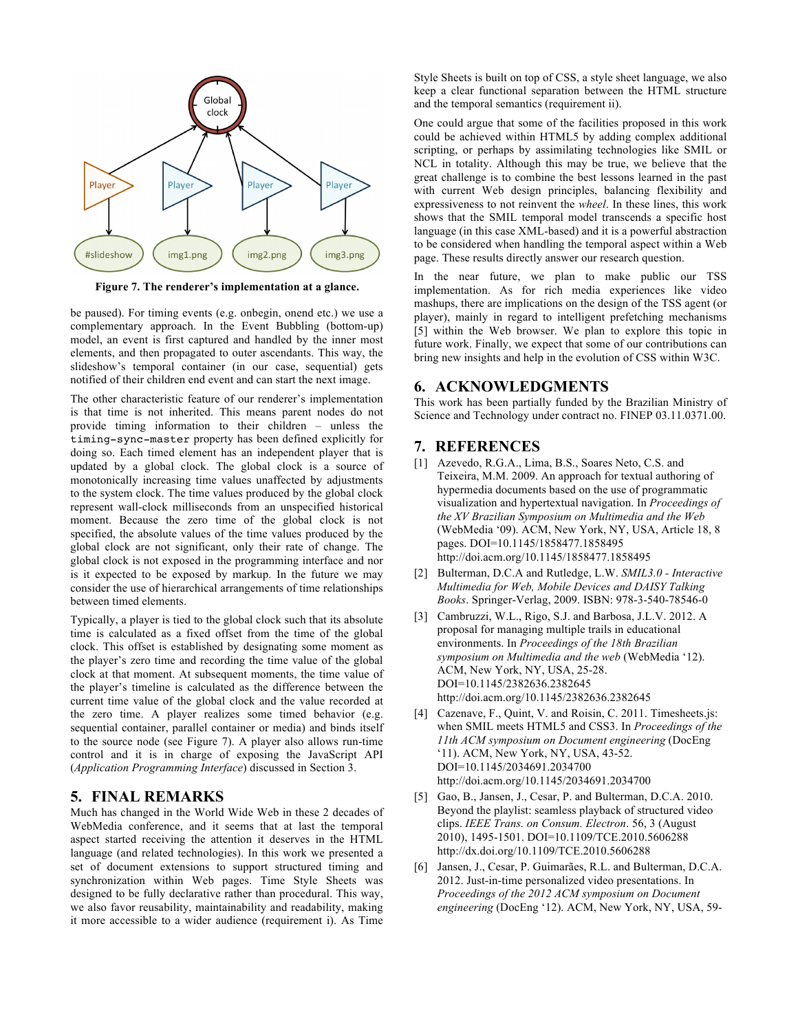Figure 7. The renderer's implementation at a glance.

be paused). For timing events (e.g. onbegin, onend etc.) we use a complementary approach. In the Event Bubbling (bottom-up) model, an event is first captured and handled by the inner most elements, and then propagated to outer ascendants. This way, the slideshow's temporal container (in our case, sequential) gets notified of their children end event and can start the next image.

The other characteristic feature of our renderer's implementation is that time is not inherited. This means parent nodes do not provide timing information to their children – unless the `timing-sync-master` property has been defined explicitly for doing so. Each timed element has an independent player that is updated by a global clock. The global clock is a source of monotonically increasing time values unaffected by adjustments to the system clock. The time values produced by the global clock represent wall-clock milliseconds from an unspecified historical moment. Because the zero time of the global clock is not specified, the absolute values of the time values produced by the global clock are not significant, only their rate of change. The global clock is not exposed in the programming interface and nor is it expected to be exposed by markup. In the future we may consider the use of hierarchical arrangements of time relationships between timed elements.

Typically, a player is tied to the global clock such that its absolute time is calculated as a fixed offset from the time of the global clock. This offset is established by designating some moment as the player's zero time and recording the time value of the global clock at that moment. At subsequent moments, the time value of the player's timeline is calculated as the difference between the current time value of the global clock and the value recorded at the zero time. A player realizes some timed behavior (e.g. sequential container, parallel container or media) and binds itself to the source node (see Figure 7). A player also allows run-time control and it is in charge of exposing the JavaScript API (*Application Programming Interface*) discussed in Section 3.

## 5. FINAL REMARKS

Much has changed in the World Wide Web in these 2 decades of WebMedia conference, and it seems that at last the temporal aspect started receiving the attention it deserves in the HTML language (and related technologies). In this work we presented a set of document extensions to support structured timing and synchronization within Web pages. Time Style Sheets was designed to be fully declarative rather than procedural. This way, we also favor reusability, maintainability and readability, making it more accessible to a wider audience (requirement i). As Time Style Sheets is built on top of CSS, a style sheet language, we also keep a clear functional separation between the HTML structure and the temporal semantics (requirement ii).

One could argue that some of the facilities proposed in this work could be achieved within HTML5 by adding complex additional scripting, or perhaps by assimilating technologies like SMIL or NCL in totality. Although this may be true, we believe that the great challenge is to combine the best lessons learned in the past with current Web design principles, balancing flexibility and expressiveness to not reinvent the *wheel*. In these lines, this work shows that the SMIL temporal model transcends a specific host language (in this case XML-based) and it is a powerful abstraction to be considered when handling the temporal aspect within a Web page. These results directly answer our research question.

In the near future, we plan to make public our TSS implementation. As for rich media experiences like video mashups, there are implications on the design of the TSS agent (or player), mainly in regard to intelligent prefetching mechanisms [5] within the Web browser. We plan to explore this topic in future work. Finally, we expect that some of our contributions can bring new insights and help in the evolution of CSS within W3C.

## 6. ACKNOWLEDGMENTS

This work has been partially funded by the Brazilian Ministry of Science and Technology under contract no. FINEP 03.11.0371.00.

## 7. REFERENCES

[1] Azevedo, R.G.A., Lima, B.S., Soares Neto, C.S. and Teixeira, M.M. 2009. An approach for textual authoring of hypermedia documents based on the use of programmatic visualization and hypertextual navigation. In *Proceedings of the XV Brazilian Symposium on Multimedia and the Web* (WebMedia '09). ACM, New York, NY, USA, Article 18, 8 pages. DOI=10.1145/1858477.1858495 http://doi.acm.org/10.1145/1858477.1858495

[2] Bulterman, D.C.A and Rutledge, L.W. *SMIL3.0 - Interactive Multimedia for Web, Mobile Devices and DAISY Talking Books*. Springer-Verlag, 2009. ISBN: 978-3-540-78546-0

[3] Cambruzzi, W.L., Rigo, S.J. and Barbosa, J.L.V. 2012. A proposal for managing multiple trails in educational environments. In *Proceedings of the 18th Brazilian symposium on Multimedia and the web* (WebMedia '12). ACM, New York, NY, USA, 25-28. DOI=10.1145/2382636.2382645 http://doi.acm.org/10.1145/2382636.2382645

[4] Cazenave, F., Quint, V. and Roisin, C. 2011. Timesheets.js: when SMIL meets HTML5 and CSS3. In *Proceedings of the 11th ACM symposium on Document engineering* (DocEng '11). ACM, New York, NY, USA, 43-52. DOI=10.1145/2034691.2034700 http://doi.acm.org/10.1145/2034691.2034700

[5] Gao, B., Jansen, J., Cesar, P. and Bulterman, D.C.A. 2010. Beyond the playlist: seamless playback of structured video clips. *IEEE Trans. on Consum. Electron*. 56, 3 (August 2010), 1495-1501. DOI=10.1109/TCE.2010.5606288 http://dx.doi.org/10.1109/TCE.2010.5606288

[6] Jansen, J., Cesar, P. Guimarães, R.L. and Bulterman, D.C.A. 2012. Just-in-time personalized video presentations. In *Proceedings of the 2012 ACM symposium on Document engineering* (DocEng '12). ACM, New York, NY, USA, 59-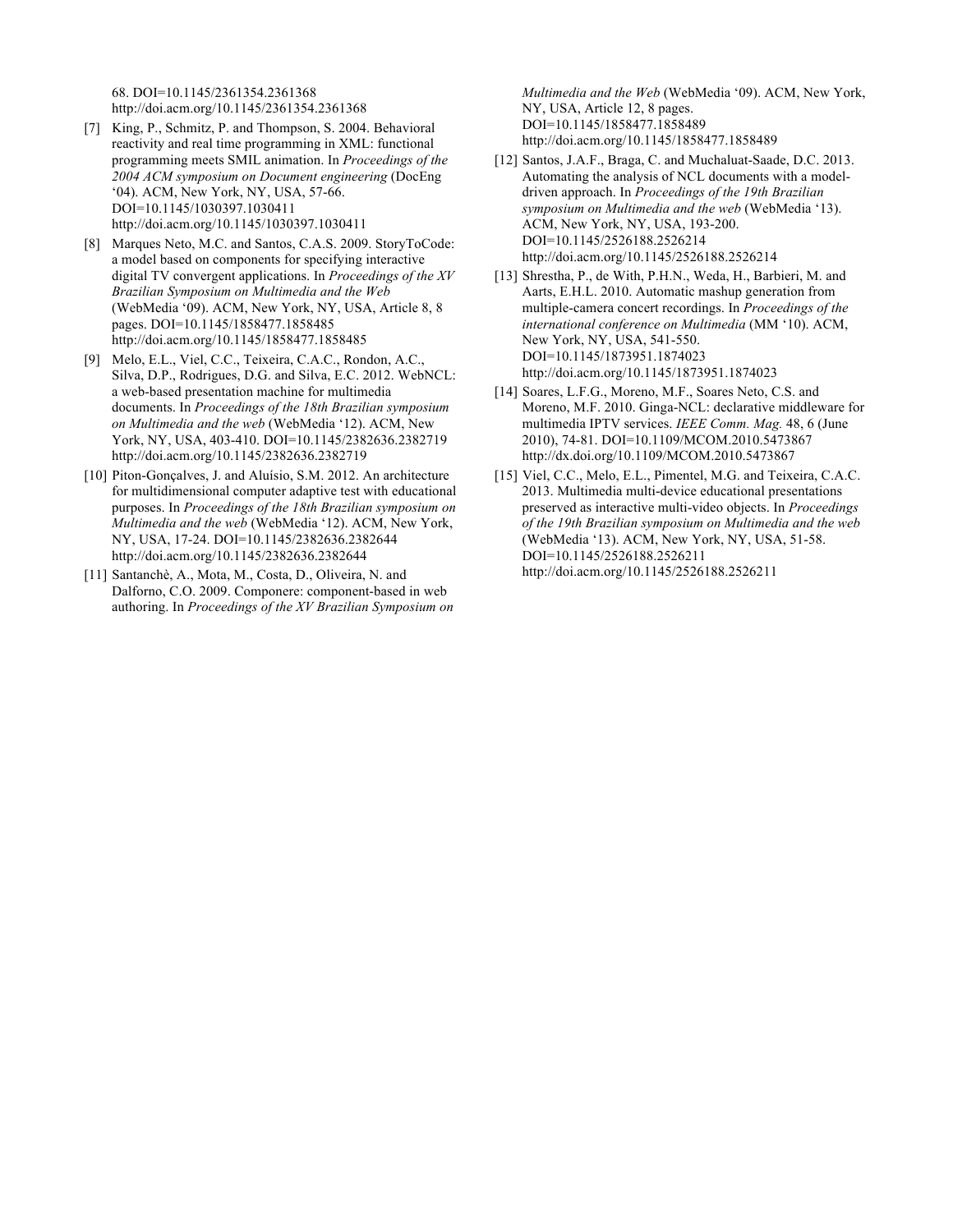68. DOI=10.1145/2361354.2361368 http://doi.acm.org/10.1145/2361354.2361368

[7] King, P., Schmitz, P. and Thompson, S. 2004. Behavioral reactivity and real time programming in XML: functional programming meets SMIL animation. In *Proceedings of the 2004 ACM symposium on Document engineering* (DocEng '04). ACM, New York, NY, USA, 57-66. DOI=10.1145/1030397.1030411 http://doi.acm.org/10.1145/1030397.1030411

[8] Marques Neto, M.C. and Santos, C.A.S. 2009. StoryToCode: a model based on components for specifying interactive digital TV convergent applications. In *Proceedings of the XV Brazilian Symposium on Multimedia and the Web* (WebMedia '09). ACM, New York, NY, USA, Article 8, 8 pages. DOI=10.1145/1858477.1858485 http://doi.acm.org/10.1145/1858477.1858485

[9] Melo, E.L., Viel, C.C., Teixeira, C.A.C., Rondon, A.C., Silva, D.P., Rodrigues, D.G. and Silva, E.C. 2012. WebNCL: a web-based presentation machine for multimedia documents. In *Proceedings of the 18th Brazilian symposium on Multimedia and the web* (WebMedia '12). ACM, New York, NY, USA, 403-410. DOI=10.1145/2382636.2382719 http://doi.acm.org/10.1145/2382636.2382719

[10] Piton-Gonçalves, J. and Aluísio, S.M. 2012. An architecture for multidimensional computer adaptive test with educational purposes. In *Proceedings of the 18th Brazilian symposium on Multimedia and the web* (WebMedia '12). ACM, New York, NY, USA, 17-24. DOI=10.1145/2382636.2382644 http://doi.acm.org/10.1145/2382636.2382644

[11] Santanchè, A., Mota, M., Costa, D., Oliveira, N. and Dalforno, C.O. 2009. Componere: component-based in web authoring. In *Proceedings of the XV Brazilian Symposium on Multimedia and the Web* (WebMedia '09). ACM, New York, NY, USA, Article 12, 8 pages. DOI=10.1145/1858477.1858489 http://doi.acm.org/10.1145/1858477.1858489

[12] Santos, J.A.F., Braga, C. and Muchaluat-Saade, D.C. 2013. Automating the analysis of NCL documents with a model-driven approach. In *Proceedings of the 19th Brazilian symposium on Multimedia and the web* (WebMedia '13). ACM, New York, NY, USA, 193-200. DOI=10.1145/2526188.2526214 http://doi.acm.org/10.1145/2526188.2526214

[13] Shrestha, P., de With, P.H.N., Weda, H., Barbieri, M. and Aarts, E.H.L. 2010. Automatic mashup generation from multiple-camera concert recordings. In *Proceedings of the international conference on Multimedia* (MM '10). ACM, New York, NY, USA, 541-550. DOI=10.1145/1873951.1874023 http://doi.acm.org/10.1145/1873951.1874023

[14] Soares, L.F.G., Moreno, M.F., Soares Neto, C.S. and Moreno, M.F. 2010. Ginga-NCL: declarative middleware for multimedia IPTV services. *IEEE Comm. Mag.* 48, 6 (June 2010), 74-81. DOI=10.1109/MCOM.2010.5473867 http://dx.doi.org/10.1109/MCOM.2010.5473867

[15] Viel, C.C., Melo, E.L., Pimentel, M.G. and Teixeira, C.A.C. 2013. Multimedia multi-device educational presentations preserved as interactive multi-video objects. In *Proceedings of the 19th Brazilian symposium on Multimedia and the web* (WebMedia '13). ACM, New York, NY, USA, 51-58. DOI=10.1145/2526188.2526211 http://doi.acm.org/10.1145/2526188.2526211